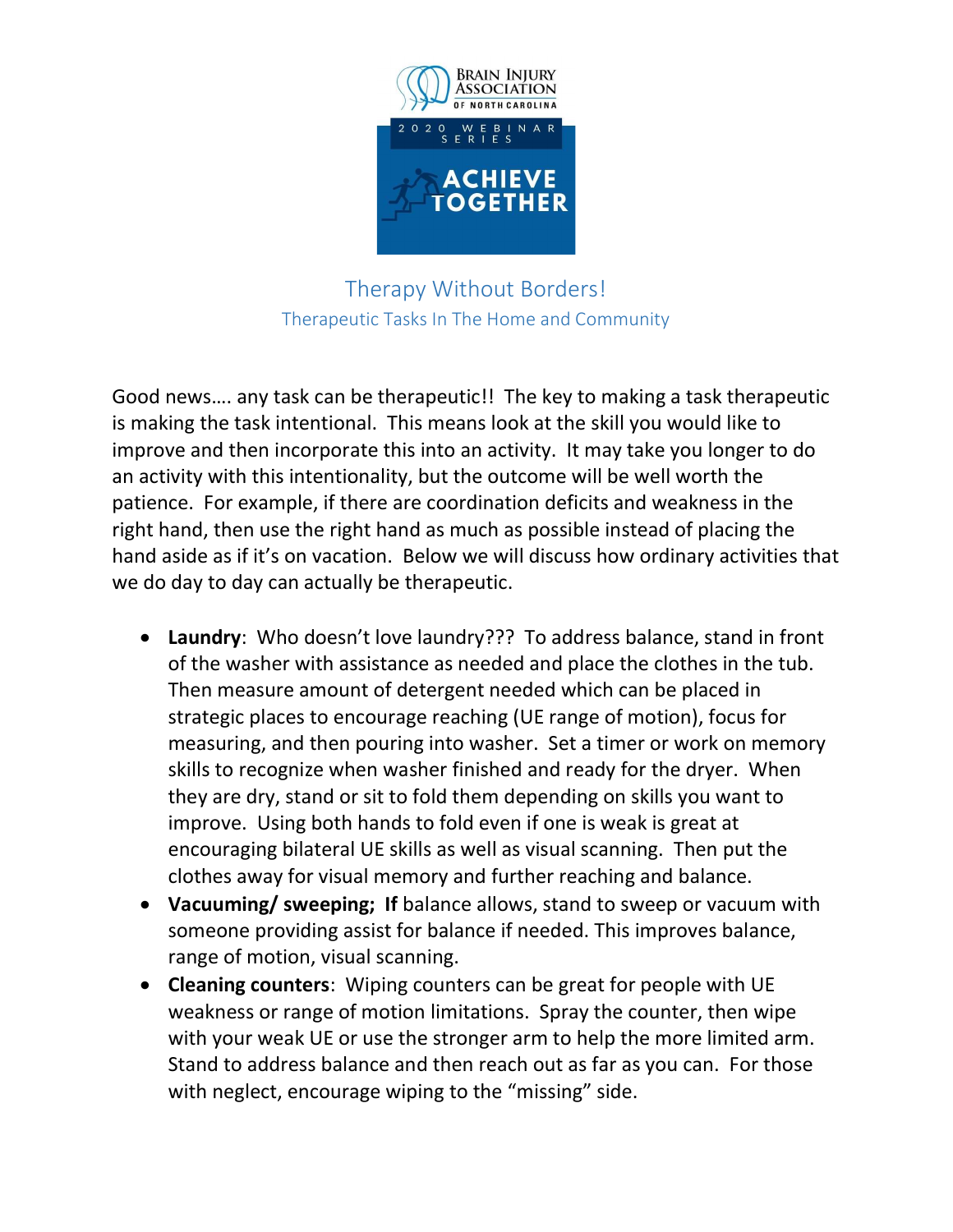BRAIN INJURY ASSOCIATION OF NORTH CAROLINA

2020 WEBINAR SERIES

ACHIEVE TOGETHER

# Therapy Without Borders!

## Therapeutic Tasks In The Home and Community

Good news…. any task can be therapeutic!! The key to making a task therapeutic is making the task intentional. This means look at the skill you would like to improve and then incorporate this into an activity. It may take you longer to do an activity with this intentionality, but the outcome will be well worth the patience. For example, if there are coordination deficits and weakness in the right hand, then use the right hand as much as possible instead of placing the hand aside as if it's on vacation. Below we will discuss how ordinary activities that we do day to day can actually be therapeutic.

- **Laundry**: Who doesn't love laundry??? To address balance, stand in front of the washer with assistance as needed and place the clothes in the tub. Then measure amount of detergent needed which can be placed in strategic places to encourage reaching (UE range of motion), focus for measuring, and then pouring into washer. Set a timer or work on memory skills to recognize when washer finished and ready for the dryer. When they are dry, stand or sit to fold them depending on skills you want to improve. Using both hands to fold even if one is weak is great at encouraging bilateral UE skills as well as visual scanning. Then put the clothes away for visual memory and further reaching and balance.
- **Vacuuming/ sweeping; If** balance allows, stand to sweep or vacuum with someone providing assist for balance if needed. This improves balance, range of motion, visual scanning.
- **Cleaning counters**: Wiping counters can be great for people with UE weakness or range of motion limitations. Spray the counter, then wipe with your weak UE or use the stronger arm to help the more limited arm. Stand to address balance and then reach out as far as you can. For those with neglect, encourage wiping to the "missing" side.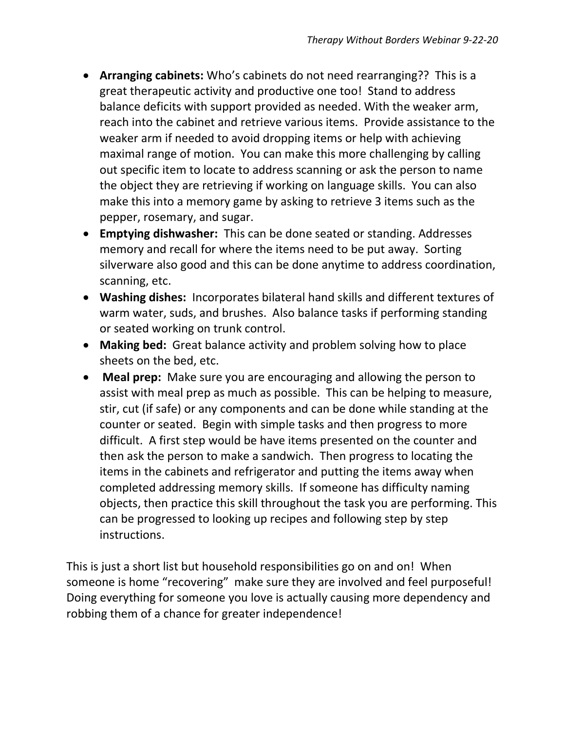- **Arranging cabinets:** Who's cabinets do not need rearranging?? This is a great therapeutic activity and productive one too! Stand to address balance deficits with support provided as needed. With the weaker arm, reach into the cabinet and retrieve various items. Provide assistance to the weaker arm if needed to avoid dropping items or help with achieving maximal range of motion. You can make this more challenging by calling out specific item to locate to address scanning or ask the person to name the object they are retrieving if working on language skills. You can also make this into a memory game by asking to retrieve 3 items such as the pepper, rosemary, and sugar.
- **Emptying dishwasher:** This can be done seated or standing. Addresses memory and recall for where the items need to be put away. Sorting silverware also good and this can be done anytime to address coordination, scanning, etc.
- **Washing dishes:** Incorporates bilateral hand skills and different textures of warm water, suds, and brushes. Also balance tasks if performing standing or seated working on trunk control.
- **Making bed:** Great balance activity and problem solving how to place sheets on the bed, etc.
- **Meal prep:** Make sure you are encouraging and allowing the person to assist with meal prep as much as possible. This can be helping to measure, stir, cut (if safe) or any components and can be done while standing at the counter or seated. Begin with simple tasks and then progress to more difficult. A first step would be have items presented on the counter and then ask the person to make a sandwich. Then progress to locating the items in the cabinets and refrigerator and putting the items away when completed addressing memory skills. If someone has difficulty naming objects, then practice this skill throughout the task you are performing. This can be progressed to looking up recipes and following step by step instructions.

This is just a short list but household responsibilities go on and on! When someone is home "recovering" make sure they are involved and feel purposeful! Doing everything for someone you love is actually causing more dependency and robbing them of a chance for greater independence!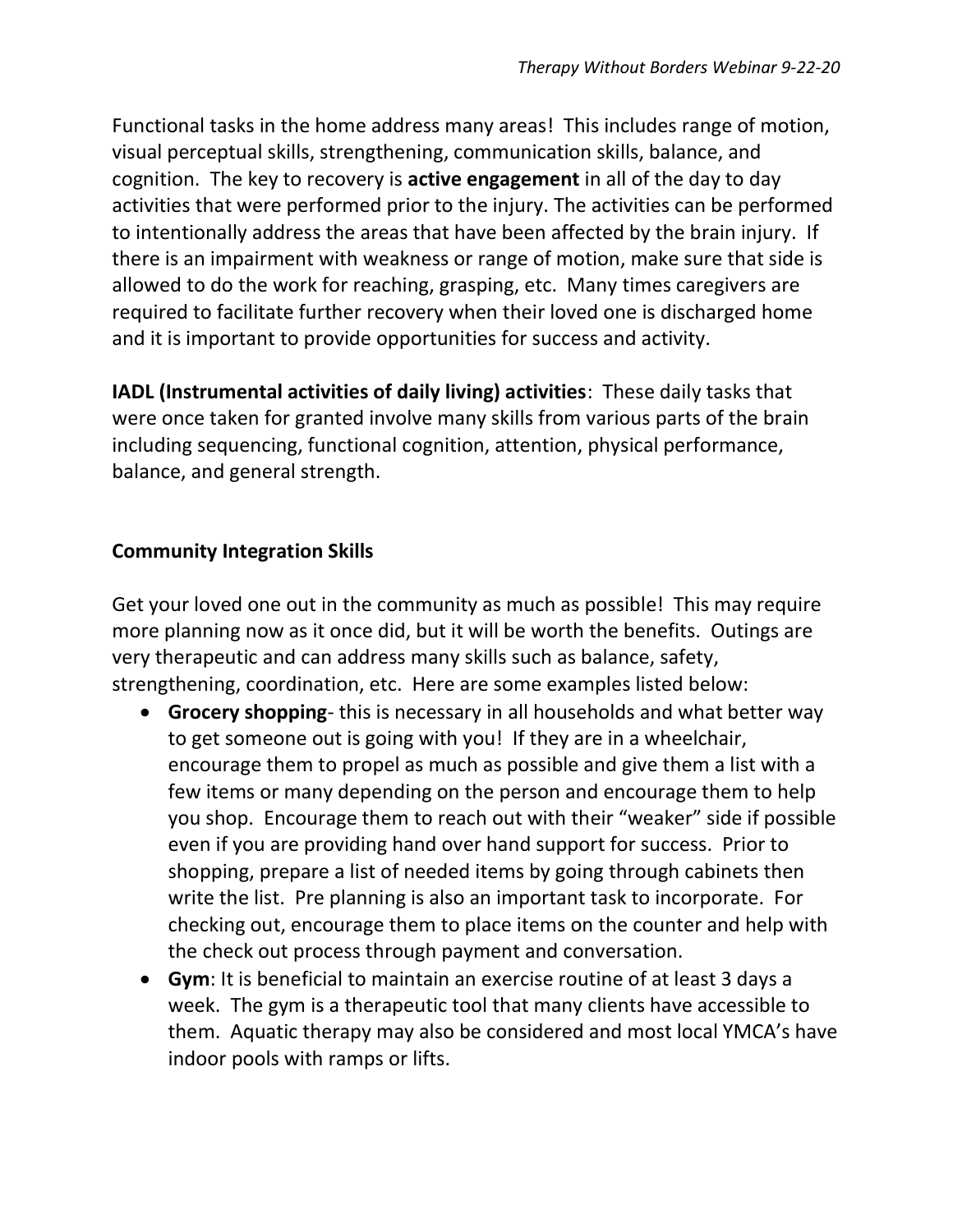Functional tasks in the home address many areas! This includes range of motion, visual perceptual skills, strengthening, communication skills, balance, and cognition. The key to recovery is **active engagement** in all of the day to day activities that were performed prior to the injury. The activities can be performed to intentionally address the areas that have been affected by the brain injury. If there is an impairment with weakness or range of motion, make sure that side is allowed to do the work for reaching, grasping, etc. Many times caregivers are required to facilitate further recovery when their loved one is discharged home and it is important to provide opportunities for success and activity.

**IADL (Instrumental activities of daily living) activities**: These daily tasks that were once taken for granted involve many skills from various parts of the brain including sequencing, functional cognition, attention, physical performance, balance, and general strength.

### Community Integration Skills

Get your loved one out in the community as much as possible! This may require more planning now as it once did, but it will be worth the benefits. Outings are very therapeutic and can address many skills such as balance, safety, strengthening, coordination, etc. Here are some examples listed below:

- **Grocery shopping**- this is necessary in all households and what better way to get someone out is going with you! If they are in a wheelchair, encourage them to propel as much as possible and give them a list with a few items or many depending on the person and encourage them to help you shop. Encourage them to reach out with their "weaker" side if possible even if you are providing hand over hand support for success. Prior to shopping, prepare a list of needed items by going through cabinets then write the list. Pre planning is also an important task to incorporate. For checking out, encourage them to place items on the counter and help with the check out process through payment and conversation.
- **Gym**: It is beneficial to maintain an exercise routine of at least 3 days a week. The gym is a therapeutic tool that many clients have accessible to them. Aquatic therapy may also be considered and most local YMCA's have indoor pools with ramps or lifts.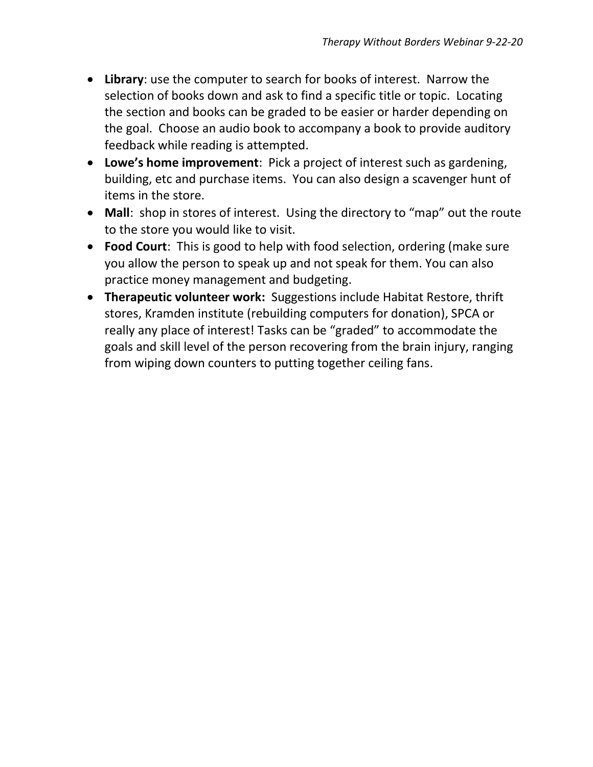- **Library**: use the computer to search for books of interest. Narrow the selection of books down and ask to find a specific title or topic. Locating the section and books can be graded to be easier or harder depending on the goal. Choose an audio book to accompany a book to provide auditory feedback while reading is attempted.
- **Lowe's home improvement**: Pick a project of interest such as gardening, building, etc and purchase items. You can also design a scavenger hunt of items in the store.
- **Mall**: shop in stores of interest. Using the directory to "map" out the route to the store you would like to visit.
- **Food Court**: This is good to help with food selection, ordering (make sure you allow the person to speak up and not speak for them. You can also practice money management and budgeting.
- **Therapeutic volunteer work:** Suggestions include Habitat Restore, thrift stores, Kramden institute (rebuilding computers for donation), SPCA or really any place of interest! Tasks can be "graded" to accommodate the goals and skill level of the person recovering from the brain injury, ranging from wiping down counters to putting together ceiling fans.